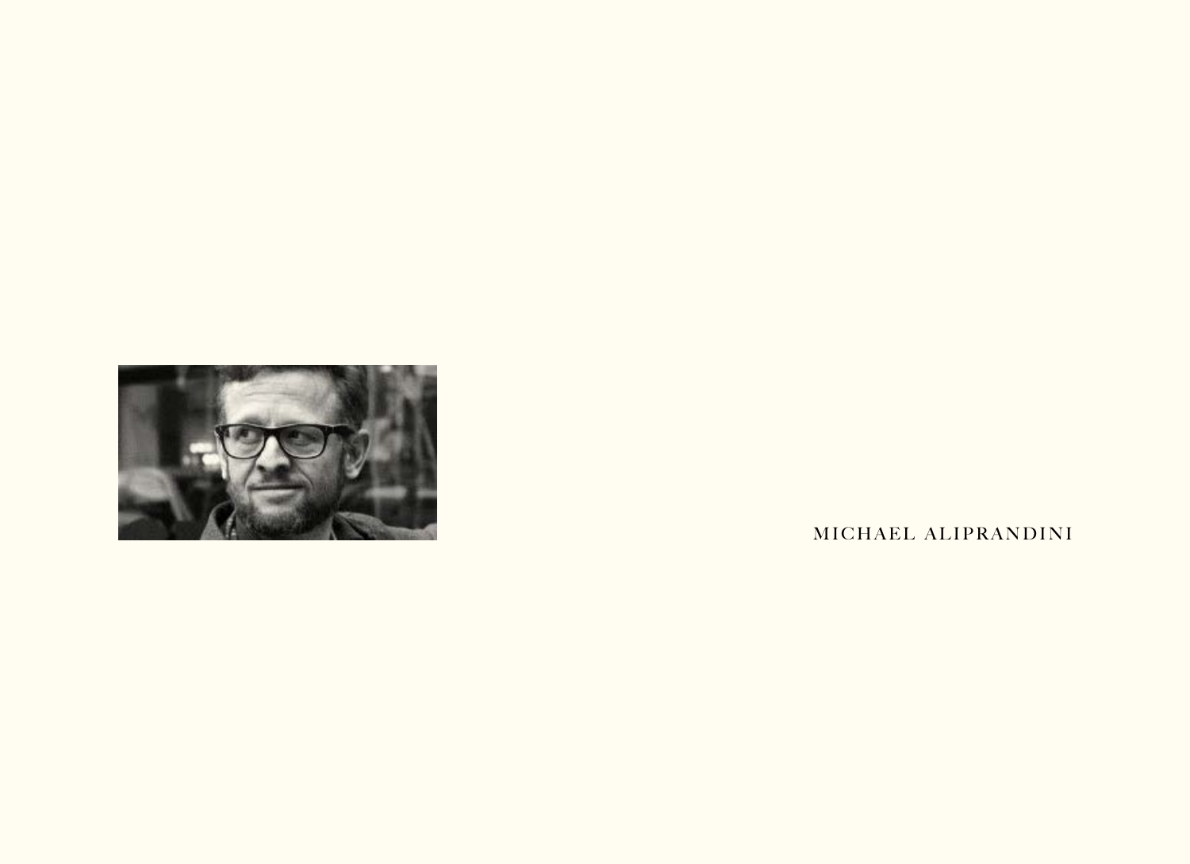MICHAEL ALIPRANDINI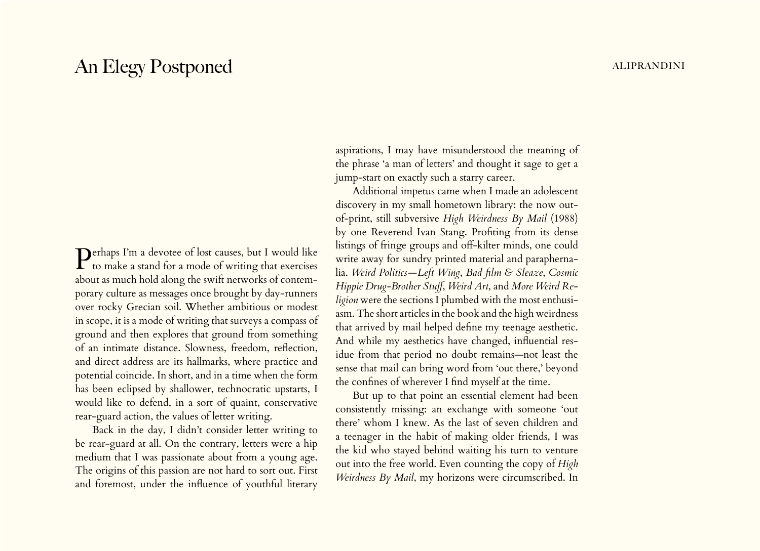# An Elegy Postponed

Perhaps I'm a devotee of lost causes, but I would like to make a stand for a mode of writing that exercises about as much hold along the swift networks of contemporary culture as messages once brought by day-runners over rocky Grecian soil. Whether ambitious or modest in scope, it is a mode of writing that surveys a compass of ground and then explores that ground from something of an intimate distance. Slowness, freedom, reflection, and direct address are its hallmarks, where practice and potential coincide. In short, and in a time when the form has been eclipsed by shallower, technocratic upstarts, I would like to defend, in a sort of quaint, conservative rear-guard action, the values of letter writing.

Back in the day, I didn't consider letter writing to be rear-guard at all. On the contrary, letters were a hip medium that I was passionate about from a young age. The origins of this passion are not hard to sort out. First and foremost, under the influence of youthful literary aspirations, I may have misunderstood the meaning of the phrase 'a man of letters' and thought it sage to get a jump-start on exactly such a starry career.

Additional impetus came when I made an adolescent discovery in my small hometown library: the now out-of-print, still subversive *High Weirdness By Mail* (1988) by one Reverend Ivan Stang. Profiting from its dense listings of fringe groups and off-kilter minds, one could write away for sundry printed material and paraphernalia. *Weird Politics—Left Wing*, *Bad film & Sleaze*, *Cosmic Hippie Drug-Brother Stuff*, *Weird Art*, and *More Weird Religion* were the sections I plumbed with the most enthusiasm. The short articles in the book and the high weirdness that arrived by mail helped define my teenage aesthetic. And while my aesthetics have changed, influential residue from that period no doubt remains—not least the sense that mail can bring word from 'out there,' beyond the confines of wherever I find myself at the time.

But up to that point an essential element had been consistently missing: an exchange with someone 'out there' whom I knew. As the last of seven children and a teenager in the habit of making older friends, I was the kid who stayed behind waiting his turn to venture out into the free world. Even counting the copy of *High Weirdness By Mail*, my horizons were circumscribed. In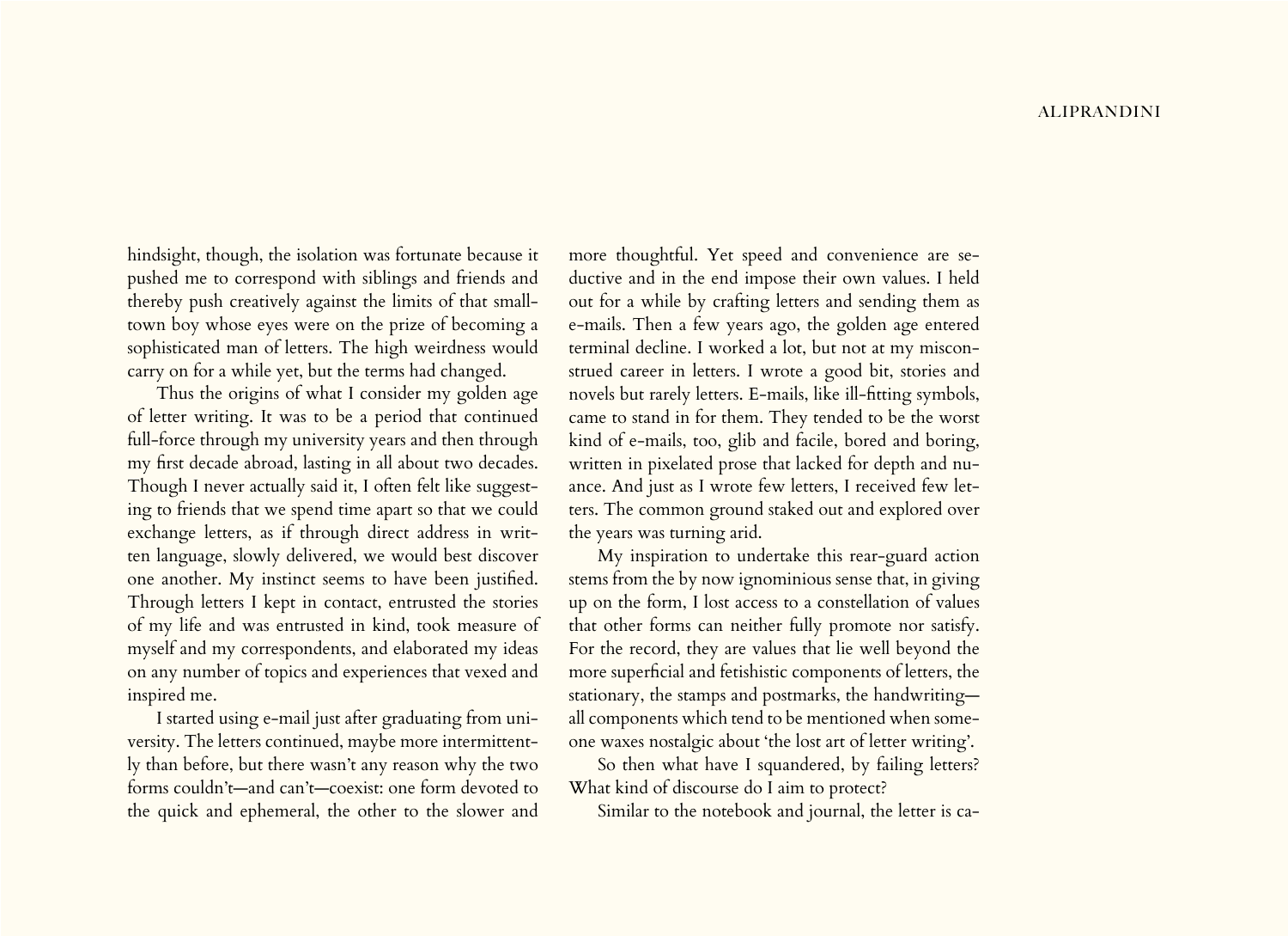hindsight, though, the isolation was fortunate because it pushed me to correspond with siblings and friends and thereby push creatively against the limits of that small-town boy whose eyes were on the prize of becoming a sophisticated man of letters. The high weirdness would carry on for a while yet, but the terms had changed.

Thus the origins of what I consider my golden age of letter writing. It was to be a period that continued full-force through my university years and then through my first decade abroad, lasting in all about two decades. Though I never actually said it, I often felt like suggesting to friends that we spend time apart so that we could exchange letters, as if through direct address in written language, slowly delivered, we would best discover one another. My instinct seems to have been justified. Through letters I kept in contact, entrusted the stories of my life and was entrusted in kind, took measure of myself and my correspondents, and elaborated my ideas on any number of topics and experiences that vexed and inspired me.

I started using e-mail just after graduating from university. The letters continued, maybe more intermittently than before, but there wasn't any reason why the two forms couldn't—and can't—coexist: one form devoted to the quick and ephemeral, the other to the slower and more thoughtful. Yet speed and convenience are seductive and in the end impose their own values. I held out for a while by crafting letters and sending them as e-mails. Then a few years ago, the golden age entered terminal decline. I worked a lot, but not at my misconstrued career in letters. I wrote a good bit, stories and novels but rarely letters. E-mails, like ill-fitting symbols, came to stand in for them. They tended to be the worst kind of e-mails, too, glib and facile, bored and boring, written in pixelated prose that lacked for depth and nuance. And just as I wrote few letters, I received few letters. The common ground staked out and explored over the years was turning arid.

My inspiration to undertake this rear-guard action stems from the by now ignominious sense that, in giving up on the form, I lost access to a constellation of values that other forms can neither fully promote nor satisfy. For the record, they are values that lie well beyond the more superficial and fetishistic components of letters, the stationary, the stamps and postmarks, the handwriting—all components which tend to be mentioned when someone waxes nostalgic about 'the lost art of letter writing'.

So then what have I squandered, by failing letters? What kind of discourse do I aim to protect?

Similar to the notebook and journal, the letter is ca-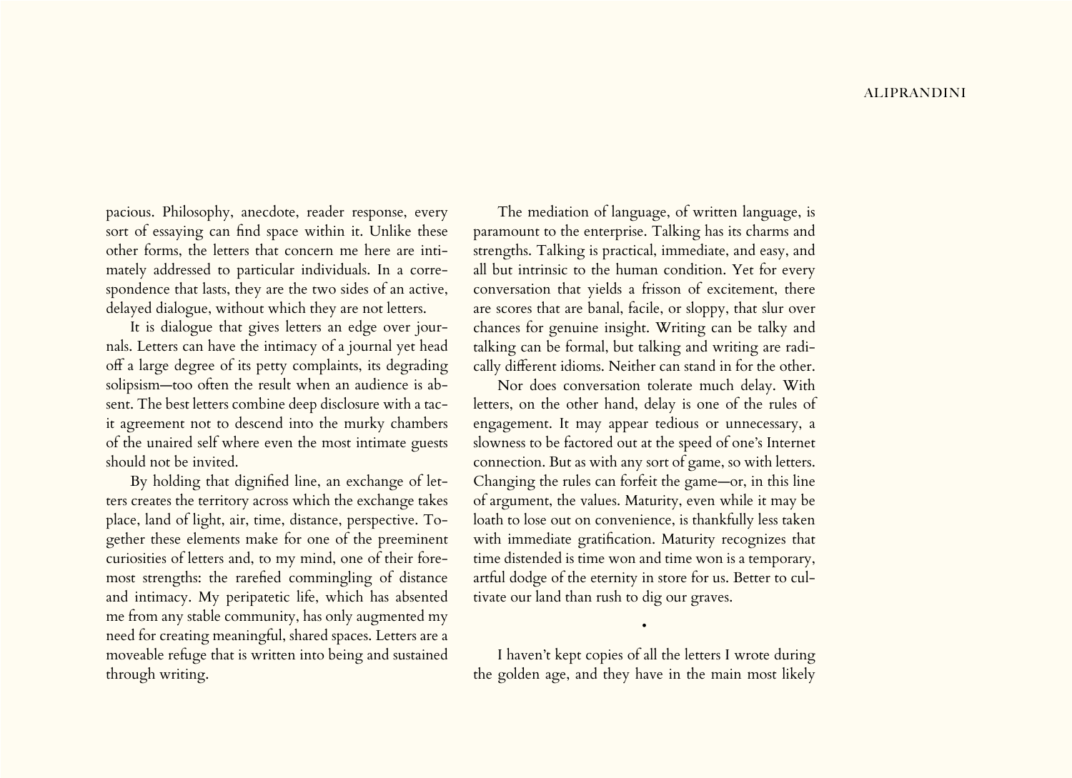pacious. Philosophy, anecdote, reader response, every sort of essaying can find space within it. Unlike these other forms, the letters that concern me here are intimately addressed to particular individuals. In a correspondence that lasts, they are the two sides of an active, delayed dialogue, without which they are not letters.

It is dialogue that gives letters an edge over journals. Letters can have the intimacy of a journal yet head off a large degree of its petty complaints, its degrading solipsism—too often the result when an audience is absent. The best letters combine deep disclosure with a tacit agreement not to descend into the murky chambers of the unaired self where even the most intimate guests should not be invited.

By holding that dignified line, an exchange of letters creates the territory across which the exchange takes place, land of light, air, time, distance, perspective. Together these elements make for one of the preeminent curiosities of letters and, to my mind, one of their foremost strengths: the rarefied commingling of distance and intimacy. My peripatetic life, which has absented me from any stable community, has only augmented my need for creating meaningful, shared spaces. Letters are a moveable refuge that is written into being and sustained through writing.

The mediation of language, of written language, is paramount to the enterprise. Talking has its charms and strengths. Talking is practical, immediate, and easy, and all but intrinsic to the human condition. Yet for every conversation that yields a frisson of excitement, there are scores that are banal, facile, or sloppy, that slur over chances for genuine insight. Writing can be talky and talking can be formal, but talking and writing are radically different idioms. Neither can stand in for the other.

Nor does conversation tolerate much delay. With letters, on the other hand, delay is one of the rules of engagement. It may appear tedious or unnecessary, a slowness to be factored out at the speed of one's Internet connection. But as with any sort of game, so with letters. Changing the rules can forfeit the game—or, in this line of argument, the values. Maturity, even while it may be loath to lose out on convenience, is thankfully less taken with immediate gratification. Maturity recognizes that time distended is time won and time won is a temporary, artful dodge of the eternity in store for us. Better to cultivate our land than rush to dig our graves.

•

I haven't kept copies of all the letters I wrote during the golden age, and they have in the main most likely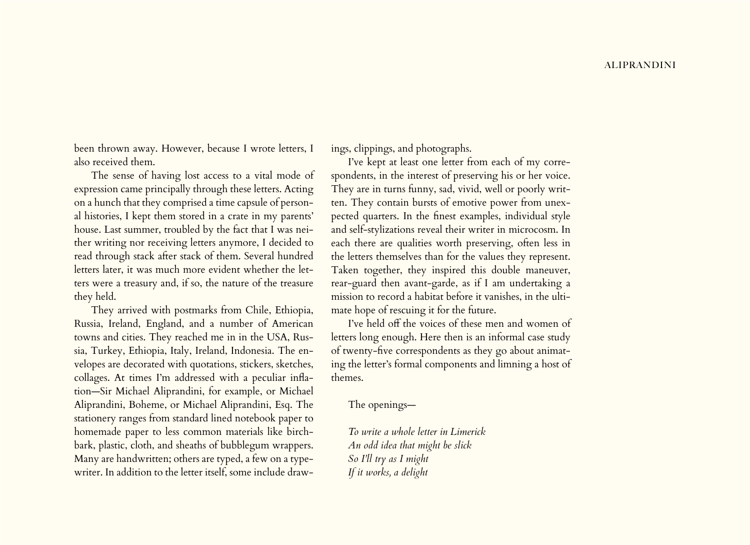been thrown away. However, because I wrote letters, I also received them.

The sense of having lost access to a vital mode of expression came principally through these letters. Acting on a hunch that they comprised a time capsule of personal histories, I kept them stored in a crate in my parents' house. Last summer, troubled by the fact that I was neither writing nor receiving letters anymore, I decided to read through stack after stack of them. Several hundred letters later, it was much more evident whether the letters were a treasury and, if so, the nature of the treasure they held.

They arrived with postmarks from Chile, Ethiopia, Russia, Ireland, England, and a number of American towns and cities. They reached me in in the USA, Russia, Turkey, Ethiopia, Italy, Ireland, Indonesia. The envelopes are decorated with quotations, stickers, sketches, collages. At times I'm addressed with a peculiar inflation—Sir Michael Aliprandini, for example, or Michael Aliprandini, Boheme, or Michael Aliprandini, Esq. The stationery ranges from standard lined notebook paper to homemade paper to less common materials like birchbark, plastic, cloth, and sheaths of bubblegum wrappers. Many are handwritten; others are typed, a few on a typewriter. In addition to the letter itself, some include drawings, clippings, and photographs.

I've kept at least one letter from each of my correspondents, in the interest of preserving his or her voice. They are in turns funny, sad, vivid, well or poorly written. They contain bursts of emotive power from unexpected quarters. In the finest examples, individual style and self-stylizations reveal their writer in microcosm. In each there are qualities worth preserving, often less in the letters themselves than for the values they represent. Taken together, they inspired this double maneuver, rear-guard then avant-garde, as if I am undertaking a mission to record a habitat before it vanishes, in the ultimate hope of rescuing it for the future.

I've held off the voices of these men and women of letters long enough. Here then is an informal case study of twenty-five correspondents as they go about animating the letter's formal components and limning a host of themes.

The openings—

*To write a whole letter in Limerick*
*An odd idea that might be slick*
*So I'll try as I might*
*If it works, a delight*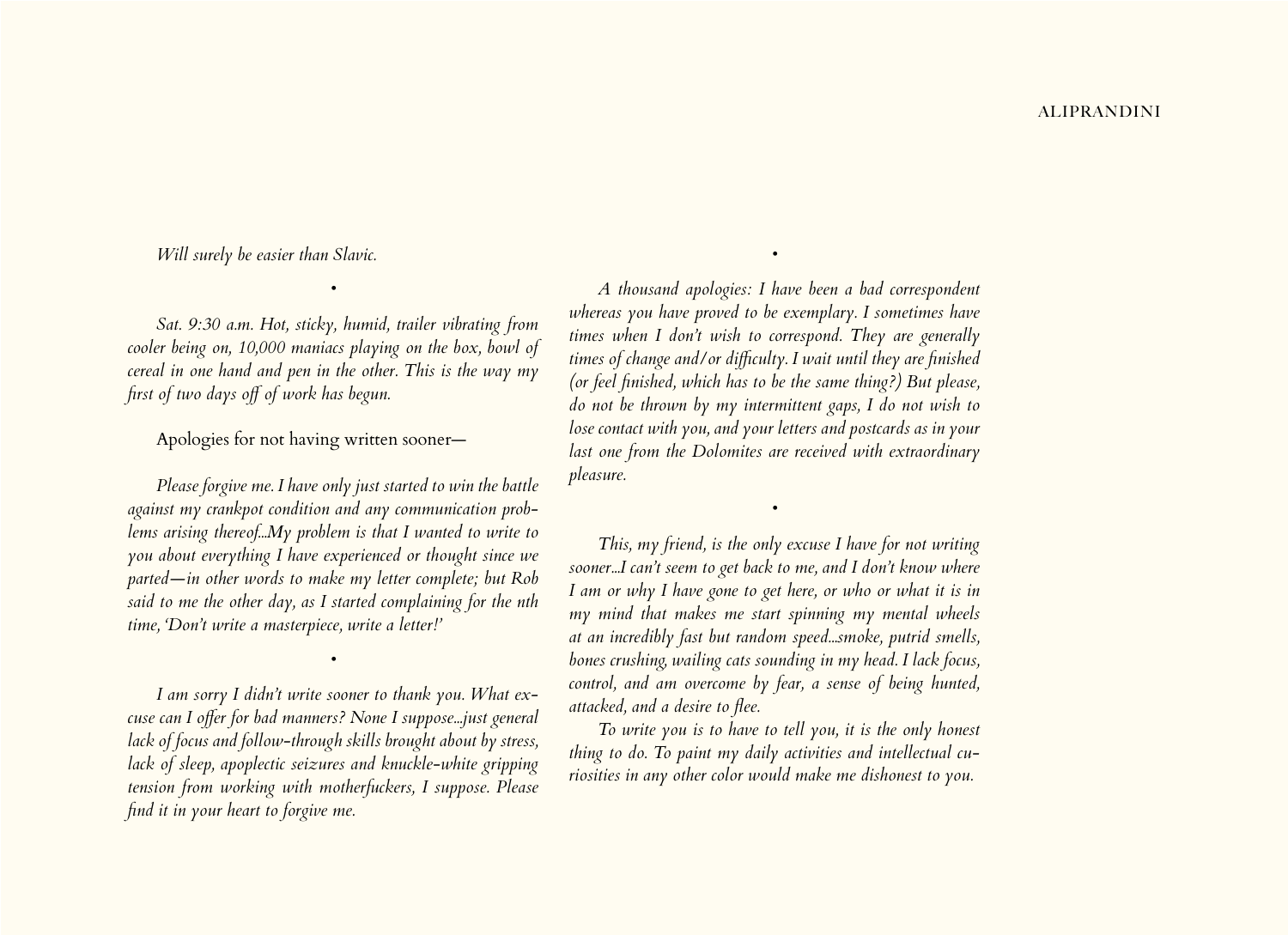*Will surely be easier than Slavic.*

•

*Sat. 9:30 a.m. Hot, sticky, humid, trailer vibrating from cooler being on, 10,000 maniacs playing on the box, bowl of cereal in one hand and pen in the other. This is the way my first of two days off of work has begun.*

Apologies for not having written sooner—

*Please forgive me. I have only just started to win the battle against my crankpot condition and any communication problems arising thereof...My problem is that I wanted to write to you about everything I have experienced or thought since we parted—in other words to make my letter complete; but Rob said to me the other day, as I started complaining for the nth time, 'Don't write a masterpiece, write a letter!'*

•

*I am sorry I didn't write sooner to thank you. What excuse can I offer for bad manners? None I suppose...just general lack of focus and follow-through skills brought about by stress, lack of sleep, apoplectic seizures and knuckle-white gripping tension from working with motherfuckers, I suppose. Please find it in your heart to forgive me.*

•

*A thousand apologies: I have been a bad correspondent whereas you have proved to be exemplary. I sometimes have times when I don't wish to correspond. They are generally times of change and/or difficulty. I wait until they are finished (or feel finished, which has to be the same thing?) But please, do not be thrown by my intermittent gaps, I do not wish to lose contact with you, and your letters and postcards as in your last one from the Dolomites are received with extraordinary pleasure.*

•

*This, my friend, is the only excuse I have for not writing sooner...I can't seem to get back to me, and I don't know where I am or why I have gone to get here, or who or what it is in my mind that makes me start spinning my mental wheels at an incredibly fast but random speed...smoke, putrid smells, bones crushing, wailing cats sounding in my head. I lack focus, control, and am overcome by fear, a sense of being hunted, attacked, and a desire to flee.*

*To write you is to have to tell you, it is the only honest thing to do. To paint my daily activities and intellectual curiosities in any other color would make me dishonest to you.*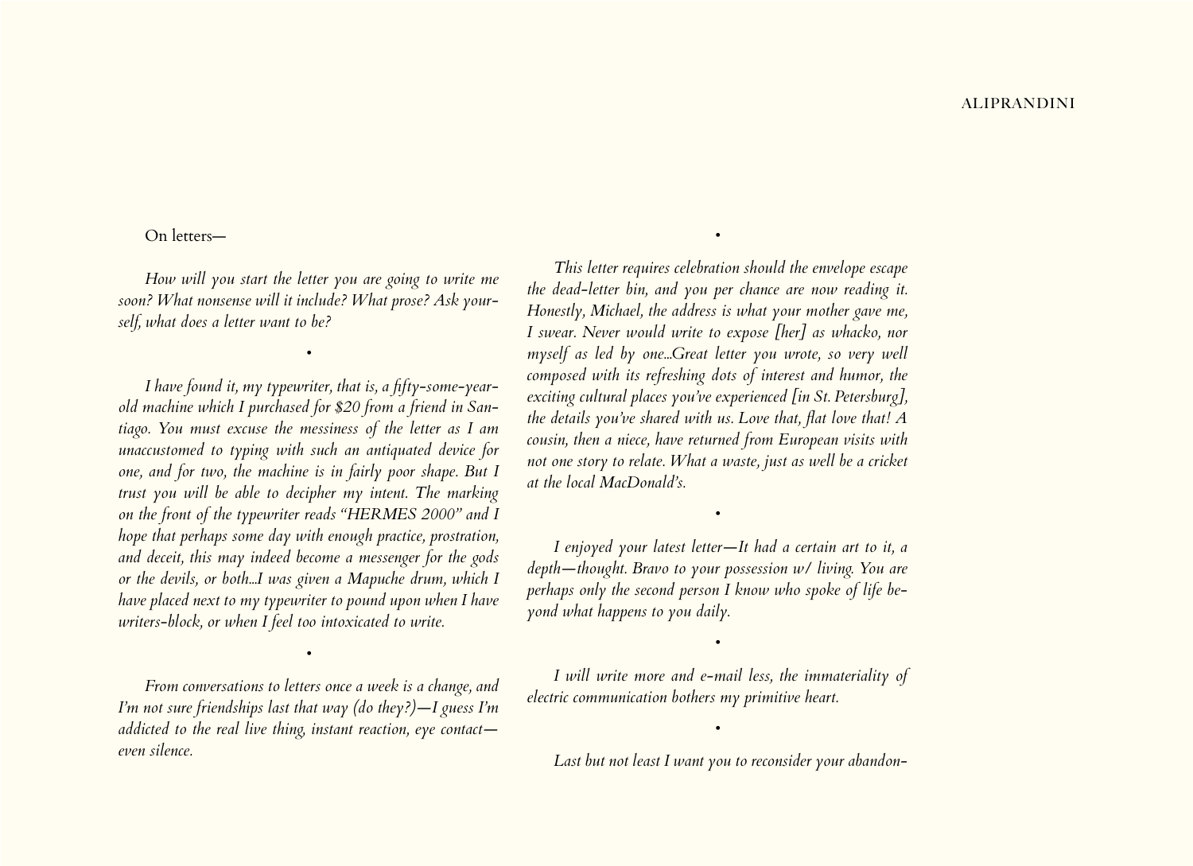On letters—

*How will you start the letter you are going to write me soon? What nonsense will it include? What prose? Ask yourself, what does a letter want to be?*

•

*I have found it, my typewriter, that is, a fifty-some-year-old machine which I purchased for $20 from a friend in Santiago. You must excuse the messiness of the letter as I am unaccustomed to typing with such an antiquated device for one, and for two, the machine is in fairly poor shape. But I trust you will be able to decipher my intent. The marking on the front of the typewriter reads "HERMES 2000" and I hope that perhaps some day with enough practice, prostration, and deceit, this may indeed become a messenger for the gods or the devils, or both...I was given a Mapuche drum, which I have placed next to my typewriter to pound upon when I have writers-block, or when I feel too intoxicated to write.*

•

*From conversations to letters once a week is a change, and I'm not sure friendships last that way (do they?)—I guess I'm addicted to the real live thing, instant reaction, eye contact—even silence.*

•

*This letter requires celebration should the envelope escape the dead-letter bin, and you per chance are now reading it. Honestly, Michael, the address is what your mother gave me, I swear. Never would write to expose [her] as whacko, nor myself as led by one...Great letter you wrote, so very well composed with its refreshing dots of interest and humor, the exciting cultural places you've experienced [in St. Petersburg], the details you've shared with us. Love that, flat love that! A cousin, then a niece, have returned from European visits with not one story to relate. What a waste, just as well be a cricket at the local MacDonald's.*

•

*I enjoyed your latest letter—It had a certain art to it, a depth—thought. Bravo to your possession w/ living. You are perhaps only the second person I know who spoke of life beyond what happens to you daily.*

•

*I will write more and e-mail less, the immateriality of electric communication bothers my primitive heart.*

•

*Last but not least I want you to reconsider your abandon-*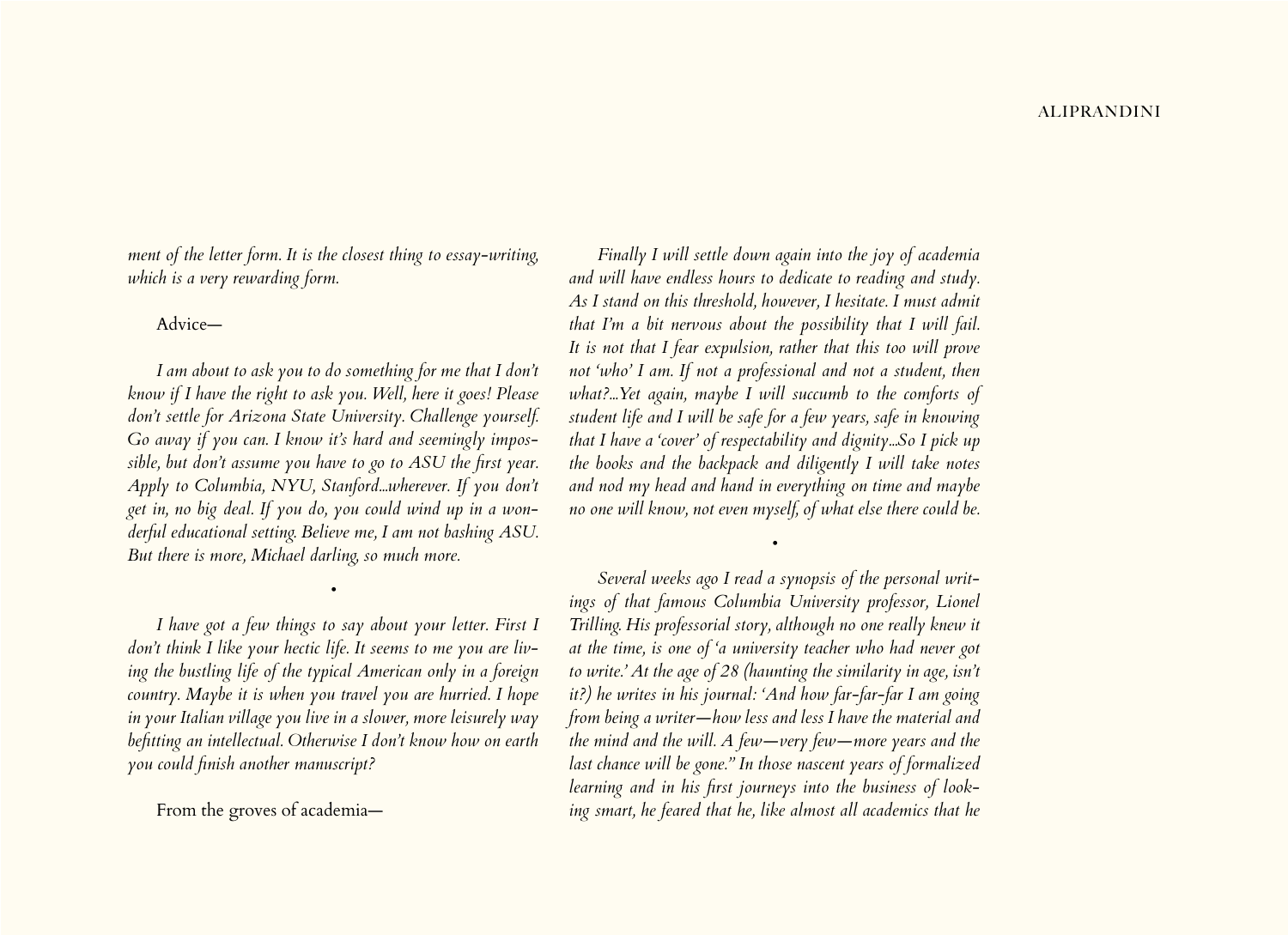*ment of the letter form. It is the closest thing to essay-writing, which is a very rewarding form.*

Advice—

*I am about to ask you to do something for me that I don't know if I have the right to ask you. Well, here it goes! Please don't settle for Arizona State University. Challenge yourself. Go away if you can. I know it's hard and seemingly impossible, but don't assume you have to go to ASU the first year. Apply to Columbia, NYU, Stanford...wherever. If you don't get in, no big deal. If you do, you could wind up in a wonderful educational setting. Believe me, I am not bashing ASU. But there is more, Michael darling, so much more.*

•

*I have got a few things to say about your letter. First I don't think I like your hectic life. It seems to me you are living the bustling life of the typical American only in a foreign country. Maybe it is when you travel you are hurried. I hope in your Italian village you live in a slower, more leisurely way befitting an intellectual. Otherwise I don't know how on earth you could finish another manuscript?*

From the groves of academia—

*Finally I will settle down again into the joy of academia and will have endless hours to dedicate to reading and study. As I stand on this threshold, however, I hesitate. I must admit that I'm a bit nervous about the possibility that I will fail. It is not that I fear expulsion, rather that this too will prove not 'who' I am. If not a professional and not a student, then what?...Yet again, maybe I will succumb to the comforts of student life and I will be safe for a few years, safe in knowing that I have a 'cover' of respectability and dignity...So I pick up the books and the backpack and diligently I will take notes and nod my head and hand in everything on time and maybe no one will know, not even myself, of what else there could be.*

•

*Several weeks ago I read a synopsis of the personal writings of that famous Columbia University professor, Lionel Trilling. His professorial story, although no one really knew it at the time, is one of 'a university teacher who had never got to write.' At the age of 28 (haunting the similarity in age, isn't it?) he writes in his journal: 'And how far-far-far I am going from being a writer—how less and less I have the material and the mind and the will. A few—very few—more years and the last chance will be gone." In those nascent years of formalized learning and in his first journeys into the business of looking smart, he feared that he, like almost all academics that he*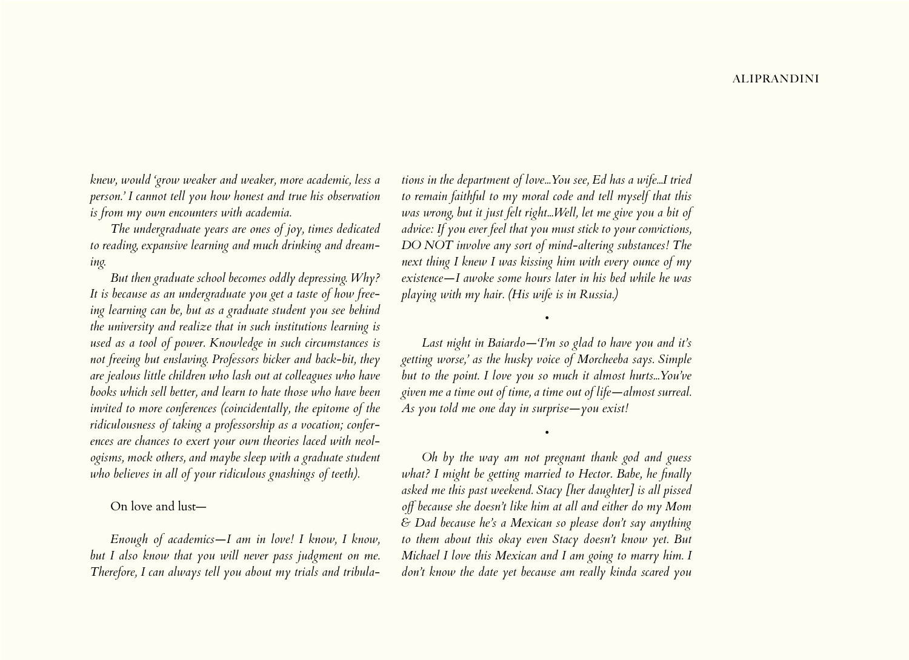*knew, would 'grow weaker and weaker, more academic, less a person.' I cannot tell you how honest and true his observation is from my own encounters with academia.*

*The undergraduate years are ones of joy, times dedicated to reading, expansive learning and much drinking and dreaming.*

*But then graduate school becomes oddly depressing. Why? It is because as an undergraduate you get a taste of how freeing learning can be, but as a graduate student you see behind the university and realize that in such institutions learning is used as a tool of power. Knowledge in such circumstances is not freeing but enslaving. Professors bicker and back-bit, they are jealous little children who lash out at colleagues who have books which sell better, and learn to hate those who have been invited to more conferences (coincidentally, the epitome of the ridiculousness of taking a professorship as a vocation; conferences are chances to exert your own theories laced with neologisms, mock others, and maybe sleep with a graduate student who believes in all of your ridiculous gnashings of teeth).*

On love and lust—

*Enough of academics—I am in love! I know, I know, but I also know that you will never pass judgment on me. Therefore, I can always tell you about my trials and tribulations in the department of love…You see, Ed has a wife…I tried to remain faithful to my moral code and tell myself that this was wrong, but it just felt right…Well, let me give you a bit of advice: If you ever feel that you must stick to your convictions, DO NOT involve any sort of mind-altering substances! The next thing I knew I was kissing him with every ounce of my existence—I awoke some hours later in his bed while he was playing with my hair. (His wife is in Russia.)*

•

*Last night in Baiardo—'I'm so glad to have you and it's getting worse,' as the husky voice of Morcheeba says. Simple but to the point. I love you so much it almost hurts…You've given me a time out of time, a time out of life—almost surreal. As you told me one day in surprise—you exist!*

•

*Oh by the way am not pregnant thank god and guess what? I might be getting married to Hector. Babe, he finally asked me this past weekend. Stacy [her daughter] is all pissed off because she doesn't like him at all and either do my Mom & Dad because he's a Mexican so please don't say anything to them about this okay even Stacy doesn't know yet. But Michael I love this Mexican and I am going to marry him. I don't know the date yet because am really kinda scared you*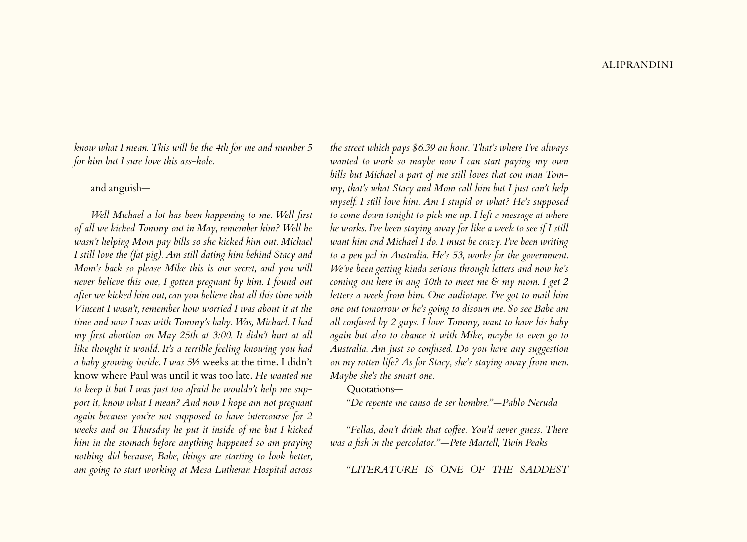*know what I mean. This will be the 4th for me and number 5 for him but I sure love this ass-hole.*

and anguish—

*Well Michael a lot has been happening to me. Well first of all we kicked Tommy out in May, remember him? Well he wasn't helping Mom pay bills so she kicked him out. Michael I still love the (fat pig). Am still dating him behind Stacy and Mom's back so please Mike this is our secret, and you will never believe this one, I gotten pregnant by him. I found out after we kicked him out, can you believe that all this time with Vincent I wasn't, remember how worried I was about it at the time and now I was with Tommy's baby. Was, Michael. I had my first abortion on May 25th at 3:00. It didn't hurt at all like thought it would. It's a terrible feeling knowing you had a baby growing inside. I was 5½* weeks at the time. I didn't know where Paul was until it was too late. *He wanted me to keep it but I was just too afraid he wouldn't help me support it, know what I mean? And now I hope am not pregnant again because you're not supposed to have intercourse for 2 weeks and on Thursday he put it inside of me but I kicked him in the stomach before anything happened so am praying nothing did because, Babe, things are starting to look better, am going to start working at Mesa Lutheran Hospital across the street which pays $6.39 an hour. That's where I've always wanted to work so maybe now I can start paying my own bills but Michael a part of me still loves that con man Tommy, that's what Stacy and Mom call him but I just can't help myself. I still love him. Am I stupid or what? He's supposed to come down tonight to pick me up. I left a message at where he works. I've been staying away for like a week to see if I still want him and Michael I do. I must be crazy. I've been writing to a pen pal in Australia. He's 53, works for the government. We've been getting kinda serious through letters and now he's coming out here in aug 10th to meet me & my mom. I get 2 letters a week from him. One audiotape. I've got to mail him one out tomorrow or he's going to disown me. So see Babe am all confused by 2 guys. I love Tommy, want to have his baby again but also to chance it with Mike, maybe to even go to Australia. Am just so confused. Do you have any suggestion on my rotten life? As for Stacy, she's staying away from men. Maybe she's the smart one.*

Quotations—

*"De repente me canso de ser hombre."—Pablo Neruda*

*"Fellas, don't drink that coffee. You'd never guess. There was a fish in the percolator."—Pete Martell, Twin Peaks*

*"LITERATURE IS ONE OF THE SADDEST*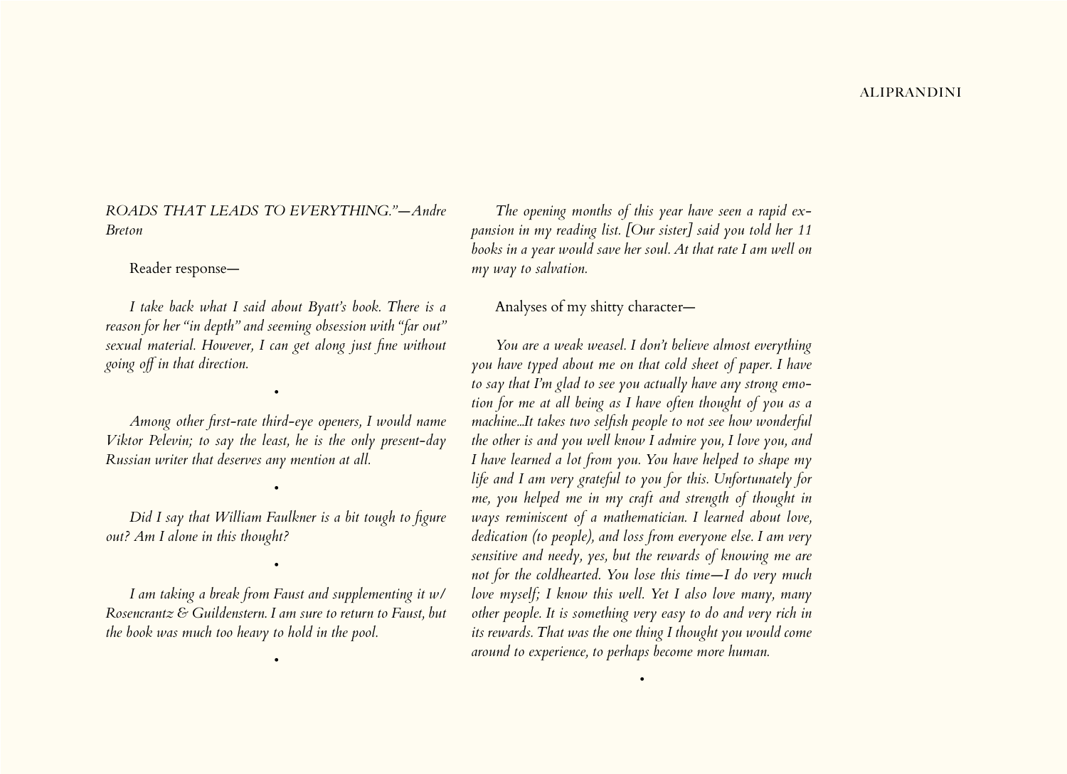*ROADS THAT LEADS TO EVERYTHING."—Andre Breton*

Reader response—

*I take back what I said about Byatt's book. There is a reason for her "in depth" and seeming obsession with "far out" sexual material. However, I can get along just fine without going off in that direction.*

•

*Among other first-rate third-eye openers, I would name Viktor Pelevin; to say the least, he is the only present-day Russian writer that deserves any mention at all.*

•

*Did I say that William Faulkner is a bit tough to figure out? Am I alone in this thought?*

•

*I am taking a break from Faust and supplementing it w/ Rosencrantz & Guildenstern. I am sure to return to Faust, but the book was much too heavy to hold in the pool.*

•

*The opening months of this year have seen a rapid expansion in my reading list. [Our sister] said you told her 11 books in a year would save her soul. At that rate I am well on my way to salvation.*

Analyses of my shitty character—

*You are a weak weasel. I don't believe almost everything you have typed about me on that cold sheet of paper. I have to say that I'm glad to see you actually have any strong emotion for me at all being as I have often thought of you as a machine...It takes two selfish people to not see how wonderful the other is and you well know I admire you, I love you, and I have learned a lot from you. You have helped to shape my life and I am very grateful to you for this. Unfortunately for me, you helped me in my craft and strength of thought in ways reminiscent of a mathematician. I learned about love, dedication (to people), and loss from everyone else. I am very sensitive and needy, yes, but the rewards of knowing me are not for the coldhearted. You lose this time—I do very much love myself; I know this well. Yet I also love many, many other people. It is something very easy to do and very rich in its rewards. That was the one thing I thought you would come around to experience, to perhaps become more human.*

•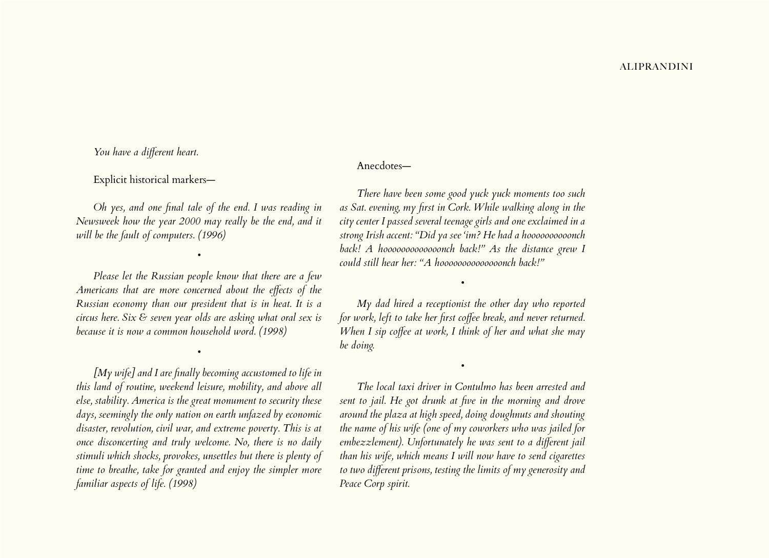*You have a different heart.*

Explicit historical markers—

*Oh yes, and one final tale of the end. I was reading in Newsweek how the year 2000 may really be the end, and it will be the fault of computers. (1996)*

•

*Please let the Russian people know that there are a few Americans that are more concerned about the effects of the Russian economy than our president that is in heat. It is a circus here. Six & seven year olds are asking what oral sex is because it is now a common household word. (1998)*

•

*[My wife] and I are finally becoming accustomed to life in this land of routine, weekend leisure, mobility, and above all else, stability. America is the great monument to security these days, seemingly the only nation on earth unfazed by economic disaster, revolution, civil war, and extreme poverty. This is at once disconcerting and truly welcome. No, there is no daily stimuli which shocks, provokes, unsettles but there is plenty of time to breathe, take for granted and enjoy the simpler more familiar aspects of life. (1998)*

Anecdotes—

*There have been some good yuck yuck moments too such as Sat. evening, my first in Cork. While walking along in the city center I passed several teenage girls and one exclaimed in a strong Irish accent: "Did ya see 'im? He had a hoooooooooonch back! A hooooooooooooonch back!" As the distance grew I could still hear her: "A hoooooooooooooonch back!"*

•

*My dad hired a receptionist the other day who reported for work, left to take her first coffee break, and never returned. When I sip coffee at work, I think of her and what she may be doing.*

•

*The local taxi driver in Contulmo has been arrested and sent to jail. He got drunk at five in the morning and drove around the plaza at high speed, doing doughnuts and shouting the name of his wife (one of my coworkers who was jailed for embezzlement). Unfortunately he was sent to a different jail than his wife, which means I will now have to send cigarettes to two different prisons, testing the limits of my generosity and Peace Corp spirit.*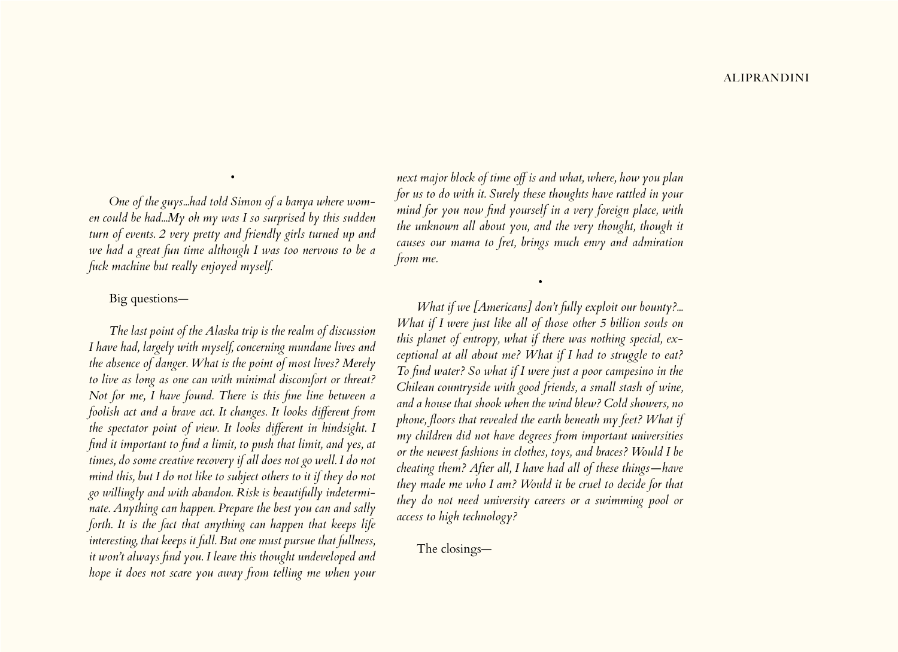•

*One of the guys...had told Simon of a banya where women could be had...My oh my was I so surprised by this sudden turn of events. 2 very pretty and friendly girls turned up and we had a great fun time although I was too nervous to be a fuck machine but really enjoyed myself.*

Big questions—

*The last point of the Alaska trip is the realm of discussion I have had, largely with myself, concerning mundane lives and the absence of danger. What is the point of most lives? Merely to live as long as one can with minimal discomfort or threat? Not for me, I have found. There is this fine line between a foolish act and a brave act. It changes. It looks different from the spectator point of view. It looks different in hindsight. I find it important to find a limit, to push that limit, and yes, at times, do some creative recovery if all does not go well. I do not mind this, but I do not like to subject others to it if they do not go willingly and with abandon. Risk is beautifully indeterminate. Anything can happen. Prepare the best you can and sally forth. It is the fact that anything can happen that keeps life interesting, that keeps it full. But one must pursue that fullness, it won't always find you. I leave this thought undeveloped and hope it does not scare you away from telling me when your next major block of time off is and what, where, how you plan for us to do with it. Surely these thoughts have rattled in your mind for you now find yourself in a very foreign place, with the unknown all about you, and the very thought, though it causes our mama to fret, brings much envy and admiration from me.*

•

*What if we [Americans] don't fully exploit our bounty?... What if I were just like all of those other 5 billion souls on this planet of entropy, what if there was nothing special, exceptional at all about me? What if I had to struggle to eat? To find water? So what if I were just a poor campesino in the Chilean countryside with good friends, a small stash of wine, and a house that shook when the wind blew? Cold showers, no phone, floors that revealed the earth beneath my feet? What if my children did not have degrees from important universities or the newest fashions in clothes, toys, and braces? Would I be cheating them? After all, I have had all of these things—have they made me who I am? Would it be cruel to decide for that they do not need university careers or a swimming pool or access to high technology?*

The closings—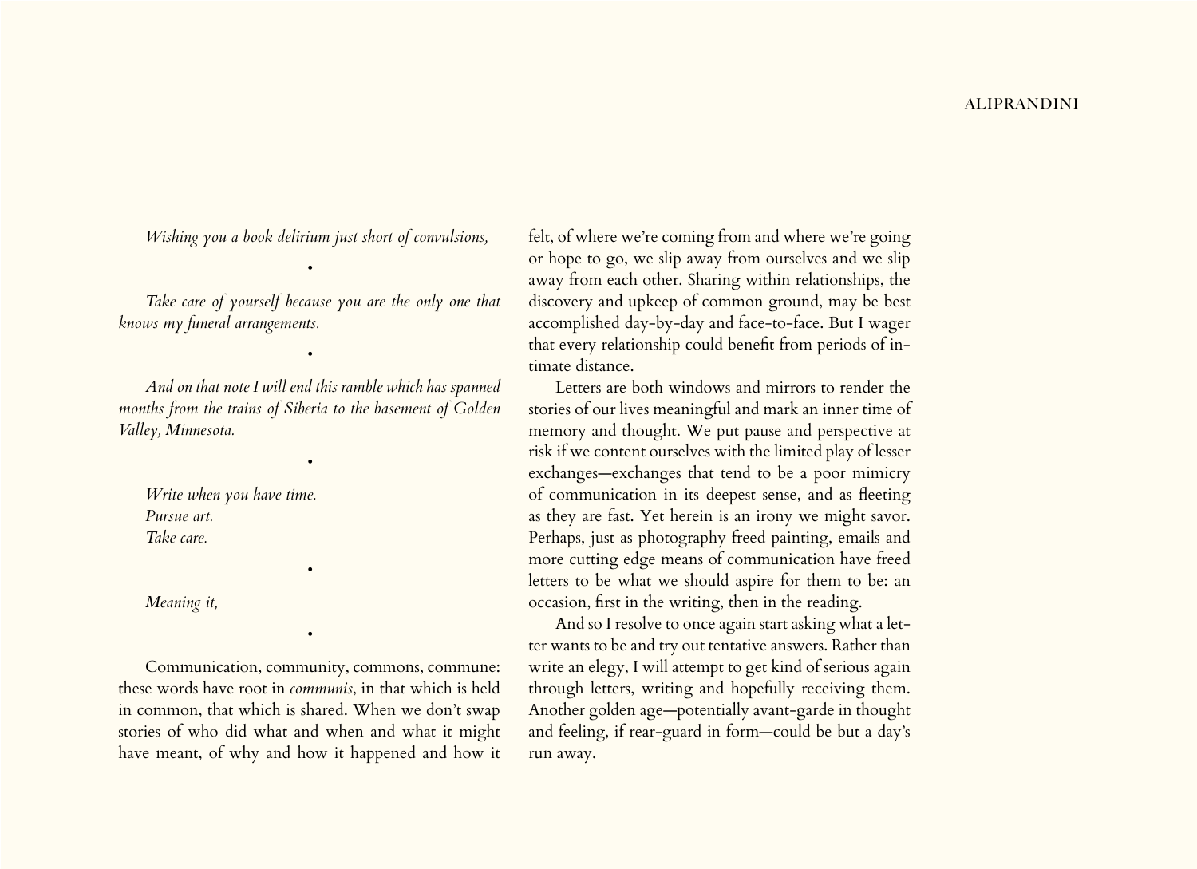*Wishing you a book delirium just short of convulsions,*

•

*Take care of yourself because you are the only one that knows my funeral arrangements.*

•

*And on that note I will end this ramble which has spanned months from the trains of Siberia to the basement of Golden Valley, Minnesota.*

•

*Write when you have time.*
*Pursue art.*
*Take care.*

•

*Meaning it,*

•

Communication, community, commons, commune: these words have root in *communis*, in that which is held in common, that which is shared. When we don't swap stories of who did what and when and what it might have meant, of why and how it happened and how it felt, of where we're coming from and where we're going or hope to go, we slip away from ourselves and we slip away from each other. Sharing within relationships, the discovery and upkeep of common ground, may be best accomplished day-by-day and face-to-face. But I wager that every relationship could benefit from periods of intimate distance.

Letters are both windows and mirrors to render the stories of our lives meaningful and mark an inner time of memory and thought. We put pause and perspective at risk if we content ourselves with the limited play of lesser exchanges—exchanges that tend to be a poor mimicry of communication in its deepest sense, and as fleeting as they are fast. Yet herein is an irony we might savor. Perhaps, just as photography freed painting, emails and more cutting edge means of communication have freed letters to be what we should aspire for them to be: an occasion, first in the writing, then in the reading.

And so I resolve to once again start asking what a letter wants to be and try out tentative answers. Rather than write an elegy, I will attempt to get kind of serious again through letters, writing and hopefully receiving them. Another golden age—potentially avant-garde in thought and feeling, if rear-guard in form—could be but a day's run away.